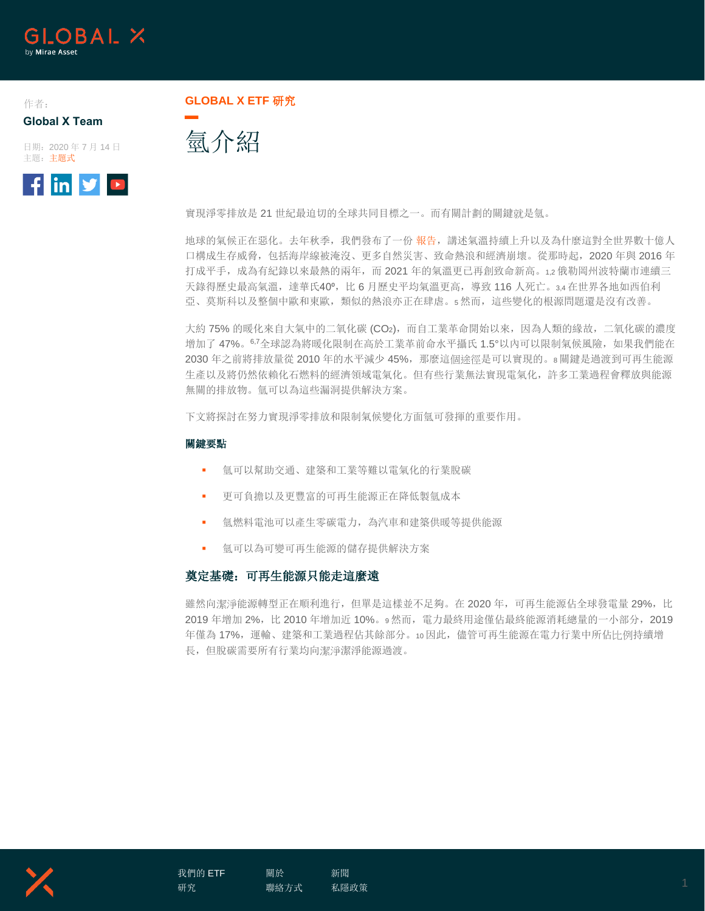作者：

**Global X Team**

日期：2020 年 7 月 14 日
主題：主題式

**GLOBAL X ETF 研究**

# 氫介紹

實現淨零排放是 21 世紀最迫切的全球共同目標之一。而有關計劃的關鍵就是氫。

地球的氣候正在惡化。去年秋季，我們發布了一份 報告，講述氣溫持續上升以及為什麼這對全世界數十億人口構成生存威脅，包括海岸線被淹沒、更多自然災害、致命熱浪和經濟崩壞。從那時起，2020 年與 2016 年打成平手，成為有紀錄以來最熱的兩年，而 2021 年的氣溫更已再創致命新高。[1,2] 俄勒岡州波特蘭市連續三天錄得歷史最高氣溫，達華氏40º，比 6 月歷史平均氣溫更高，導致 116 人死亡。[3,4] 在世界各地如西伯利亞、莫斯科以及整個中歐和東歐，類似的熱浪亦正在肆虐。[5] 然而，這些變化的根源問題還是沒有改善。

大約 75% 的暖化來自大氣中的二氧化碳 ($CO_2$)，而自工業革命開始以來，因為人類的緣故，二氧化碳的濃度增加了 47%。[6,7] 全球認為將暖化限制在高於工業革命前水平攝氏 1.5°以內可以限制氣候風險，如果我們能在 2030 年之前將排放量從 2010 年的水平減少 45%，那麼這個途徑是可以實現的。[8] 關鍵是過渡到可再生能源生產以及將仍然依賴化石燃料的經濟領域電氣化。但有些行業無法實現電氣化，許多工業過程會釋放與能源無關的排放物。氫可以為這些漏洞提供解決方案。

下文將探討在努力實現淨零排放和限制氣候變化方面氫可發揮的重要作用。

**關鍵要點**

- 氫可以幫助交通、建築和工業等難以電氣化的行業脫碳
- 更可負擔以及更豐富的可再生能源正在降低製氫成本
- 氫燃料電池可以產生零碳電力，為汽車和建築供暖等提供能源
- 氫可以為可變可再生能源的儲存提供解決方案

## 奠定基礎：可再生能源只能走這麼遠

雖然向潔淨能源轉型正在順利進行，但單是這樣並不足夠。在 2020 年，可再生能源佔全球發電量 29%，比 2019 年增加 2%，比 2010 年增加近 10%。[9] 然而，電力最終用途僅佔最終能源消耗總量的一小部分，2019 年僅為 17%，運輸、建築和工業過程佔其餘部分。[10] 因此，儘管可再生能源在電力行業中所佔比例持續增長，但脫碳需要所有行業均向潔淨潔淨能源過渡。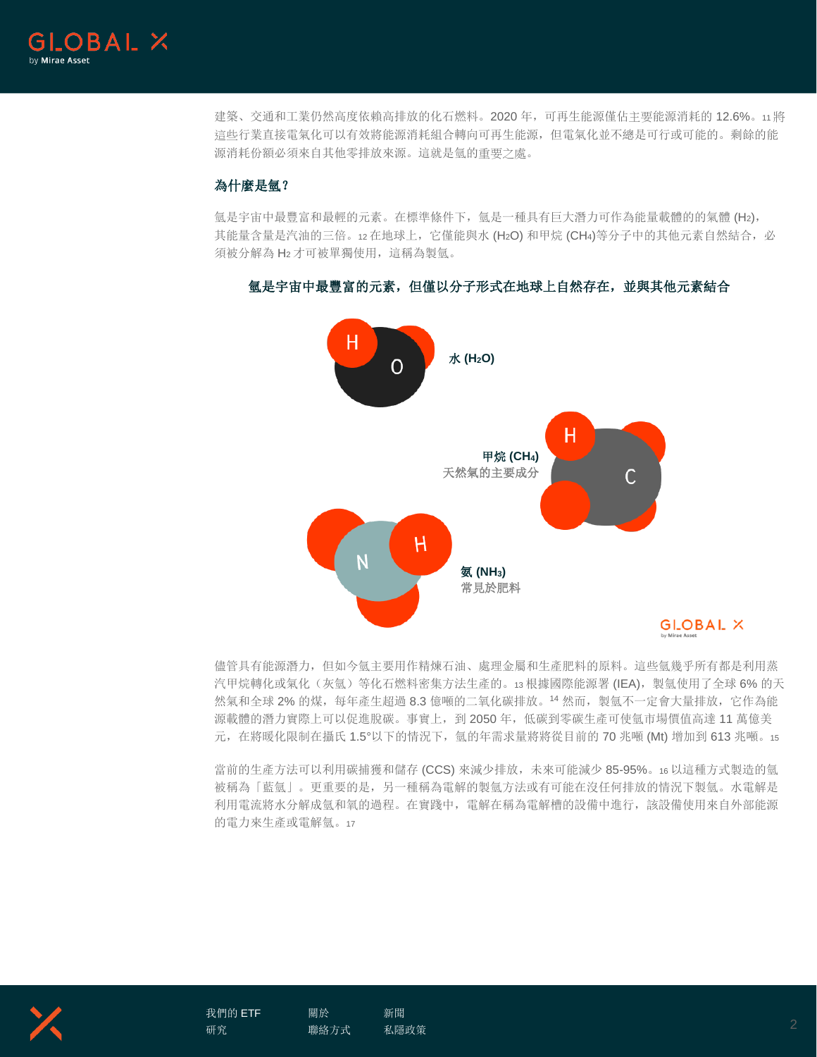建築、交通和工業仍然高度依賴高排放的化石燃料。2020 年，可再生能源僅佔主要能源消耗的 12.6%。[11] 將這些行業直接電氣化可以有效將能源消耗組合轉向可再生能源，但電氣化並不總是可行或可能的。剩餘的能源消耗份額必須來自其他零排放來源。這就是氫的重要之處。

### 為什麼是氫？

氫是宇宙中最豐富和最輕的元素。在標準條件下，氫是一種具有巨大潛力可作為能量載體的的氣體 ($H_2$)，其能量含量是汽油的三倍。[12] 在地球上，它僅能與水 ($H_2O$) 和甲烷 ($CH_4$)等分子中的其他元素自然結合，必須被分解為 $H_2$ 才可被單獨使用，這稱為製氫。

**氫是宇宙中最豐富的元素，但僅以分子形式在地球上自然存在，並與其他元素結合**

**水 ($H_2O$)**

**甲烷 ($CH_4$)**
**天然氣的主要成分**

**氨 ($NH_3$)**
**常見於肥料**

儘管具有能源潛力，但如今氫主要用作精煉石油、處理金屬和生產肥料的原料。這些氫幾乎所有都是利用蒸汽甲烷轉化或氣化（灰氫）等化石燃料密集方法生產的。[13] 根據國際能源署 (IEA)，製氫使用了全球 6% 的天然氣和全球 2% 的煤，每年產生超過 8.3 億噸的二氧化碳排放。[14] 然而，製氫不一定會大量排放，它作為能源載體的潛力實際上可以促進脫碳。事實上，到 2050 年，低碳到零碳生產可使氫市場價值高達 11 萬億美元，在將暖化限制在攝氏 1.5°以下的情況下，氫的年需求量將將從目前的 70 兆噸 (Mt) 增加到 613 兆噸。[15]

當前的生產方法可以利用碳捕獲和儲存 (CCS) 來減少排放，未來可能減少 85-95%。[16] 以這種方式製造的氫被稱為「藍氫」。更重要的是，另一種稱為電解的製氫方法或有可能在沒任何排放的情況下製氫。水電解是利用電流將水分解成氫和氧的過程。在實踐中，電解在稱為電解槽的設備中進行，該設備使用來自外部能源的電力來生產或電解氫。[17]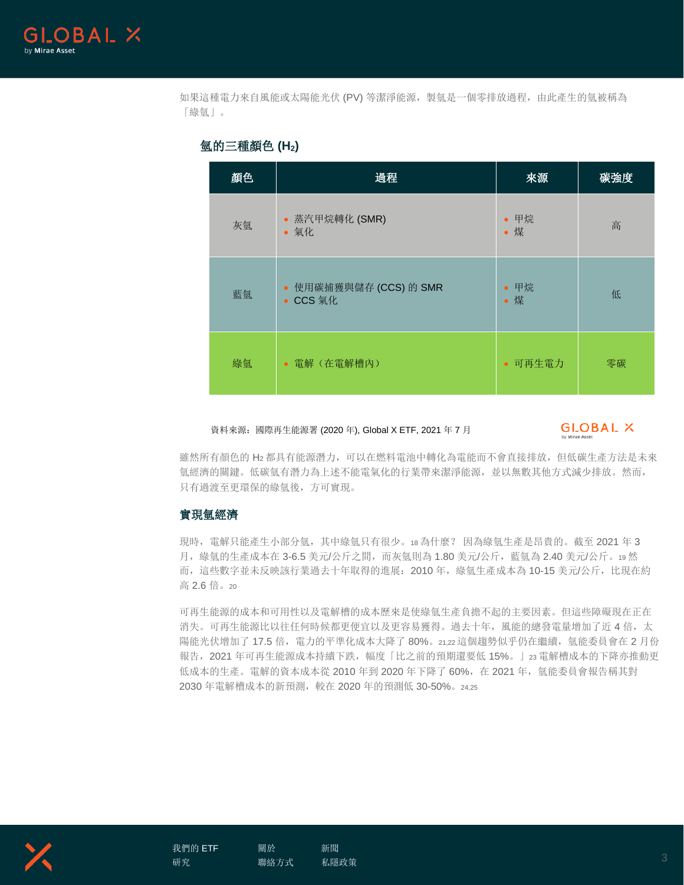如果這種電力來自風能或太陽能光伏 (PV) 等潔淨能源，製氫是一個零排放過程，由此產生的氫被稱為「綠氫」。

### 氫的三種顏色 ($H_2$)

| 顏色 | 過程 | 來源 | 碳強度 |
|---|---|---|---|
| 灰氫 | • 蒸汽甲烷轉化 (SMR)<br>• 氣化 | • 甲烷<br>• 煤 | 高 |
| 藍氫 | • 使用碳捕獲與儲存 (CCS) 的 SMR<br>• CCS 氣化 | • 甲烷<br>• 煤 | 低 |
| 綠氫 | • 電解（在電解槽內） | • 可再生電力 | 零碳 |

資料來源：國際再生能源署 (2020 年), Global X ETF, 2021 年 7 月

雖然所有顏色的 $H_2$ 都具有能源潛力，可以在燃料電池中轉化為電能而不會直接排放，但低碳生產方法是未來氫經濟的關鍵。低碳氫有潛力為上述不能電氣化的行業帶來潔淨能源，並以無數其他方式減少排放。然而，只有過渡至更環保的綠氫後，方可實現。

## 實現氫經濟

現時，電解只能產生小部分氫，其中綠氫只有很少。[18] 為什麼？ 因為綠氫生產是昂貴的。截至 2021 年 3 月，綠氫的生產成本在 3-6.5 美元/公斤之間，而灰氫則為 1.80 美元/公斤，藍氫為 2.40 美元/公斤。[19] 然而，這些數字並未反映該行業過去十年取得的進展：2010 年，綠氫生產成本為 10-15 美元/公斤，比現在約高 2.6 倍。[20]

可再生能源的成本和可用性以及電解槽的成本歷來是使綠氫生產負擔不起的主要因素。但這些障礙現在正在消失。可再生能源比以往任何時候都更便宜以及更容易獲得。過去十年，風能的總發電量增加了近 4 倍，太陽能光伏增加了 17.5 倍，電力的平準化成本大降了 80%。[21,22] 這個趨勢似乎仍在繼續，氫能委員會在 2 月份報告，2021 年可再生能源成本持續下跌，幅度「比之前的預期還要低 15%。」[23] 電解槽成本的下降亦推動更低成本的生產。電解的資本成本從 2010 年到 2020 年下降了 60%，在 2021 年，氫能委員會報告稱其對 2030 年電解槽成本的新預測，較在 2020 年的預測低 30-50%。[24,25]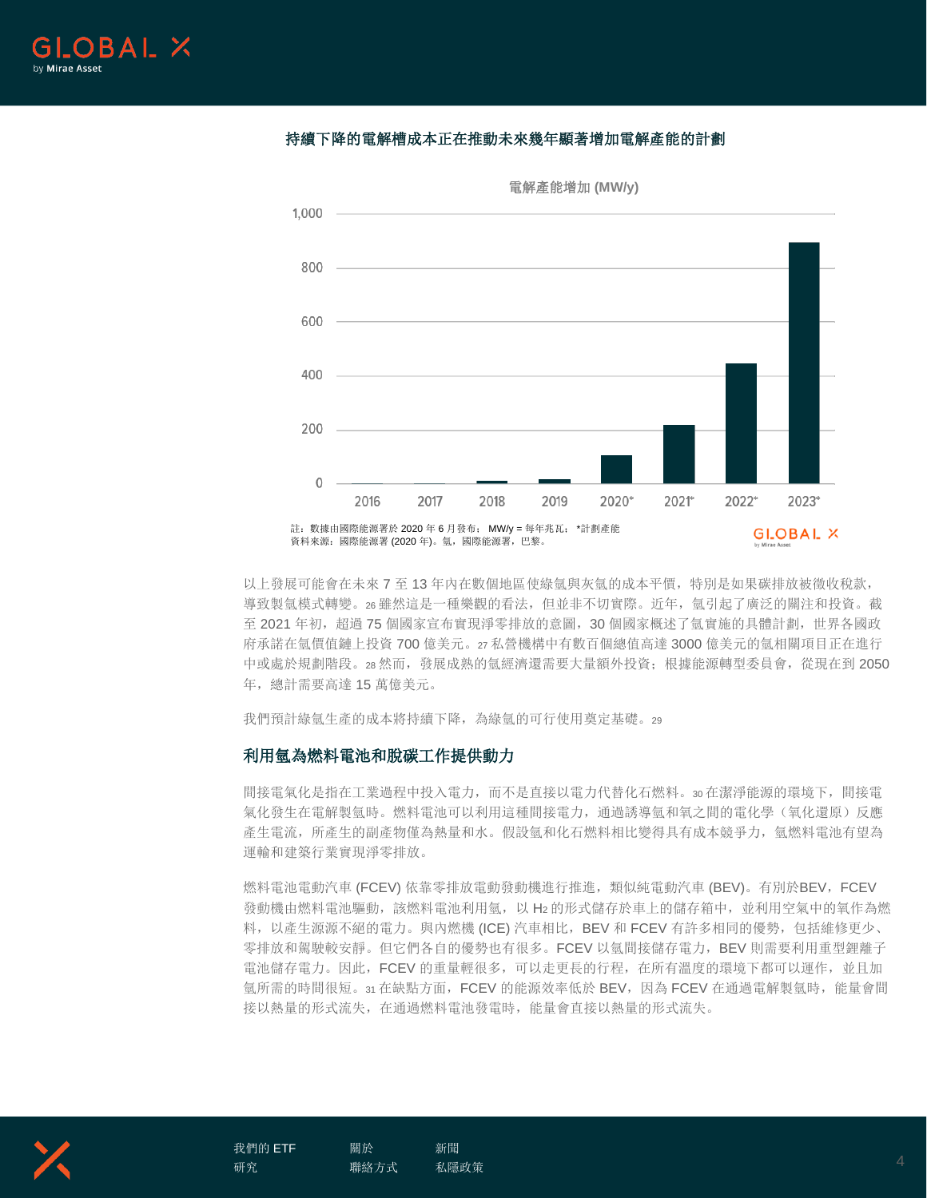**持續下降的電解槽成本正在推動未來幾年顯著增加電解產能的計劃**

電解產能增加 (MW/y)

| 年份 | 電解產能增加 (MW/y) |
| --- | --- |
| 2016 | ~0 |
| 2017 | ~0 |
| 2018 | ~10 |
| 2019 | ~15 |
| 2020* | ~105 |
| 2021* | ~220 |
| 2022* | ~445 |
| 2023* | ~895 |

註：數據由國際能源署於 2020 年 6 月發布； MW/y = 每年兆瓦； *計劃產能
資料來源：國際能源署 (2020 年)。氫，國際能源署，巴黎。

以上發展可能會在未來 7 至 13 年內在數個地區使綠氫與灰氫的成本平價，特別是如果碳排放被徵收稅款，導致製氫模式轉變。[26] 雖然這是一種樂觀的看法，但並非不切實際。近年，氫引起了廣泛的關注和投資。截至 2021 年初，超過 75 個國家宣布實現淨零排放的意圖，30 個國家概述了氫實施的具體計劃，世界各國政府承諾在氫價值鏈上投資 700 億美元。[27] 私營機構中有數百個總值高達 3000 億美元的氫相關項目正在進行中或處於規劃階段。[28] 然而，發展成熟的氫經濟還需要大量額外投資；根據能源轉型委員會，從現在到 2050 年，總計需要高達 15 萬億美元。

我們預計綠氫生產的成本將持續下降，為綠氫的可行使用奠定基礎。[29]

## 利用氫為燃料電池和脫碳工作提供動力

間接電氣化是指在工業過程中投入電力，而不是直接以電力代替化石燃料。[30] 在潔淨能源的環境下，間接電氣化發生在電解製氫時。燃料電池可以利用這種間接電力，通過誘導氫和氧之間的電化學（氧化還原）反應產生電流，所產生的副產物僅為熱量和水。假設氫和化石燃料相比變得具有成本競爭力，氫燃料電池有望為運輸和建築行業實現淨零排放。

燃料電池電動汽車 (FCEV) 依靠零排放電動發動機進行推進，類似純電動汽車 (BEV)。有別於BEV，FCEV 發動機由燃料電池驅動，該燃料電池利用氫，以 $H_2$ 的形式儲存於車上的儲存箱中，並利用空氣中的氧作為燃料，以產生源源不絕的電力。與內燃機 (ICE) 汽車相比，BEV 和 FCEV 有許多相同的優勢，包括維修更少、零排放和駕駛較安靜。但它們各自的優勢也有很多。FCEV 以氫間接儲存電力，BEV 則需要利用重型鋰離子電池儲存電力。因此，FCEV 的重量輕很多，可以走更長的行程，在所有溫度的環境下都可以運作，並且加氫所需的時間很短。[31] 在缺點方面，FCEV 的能源效率低於 BEV，因為 FCEV 在通過電解製氫時，能量會間接以熱量的形式流失，在通過燃料電池發電時，能量會直接以熱量的形式流失。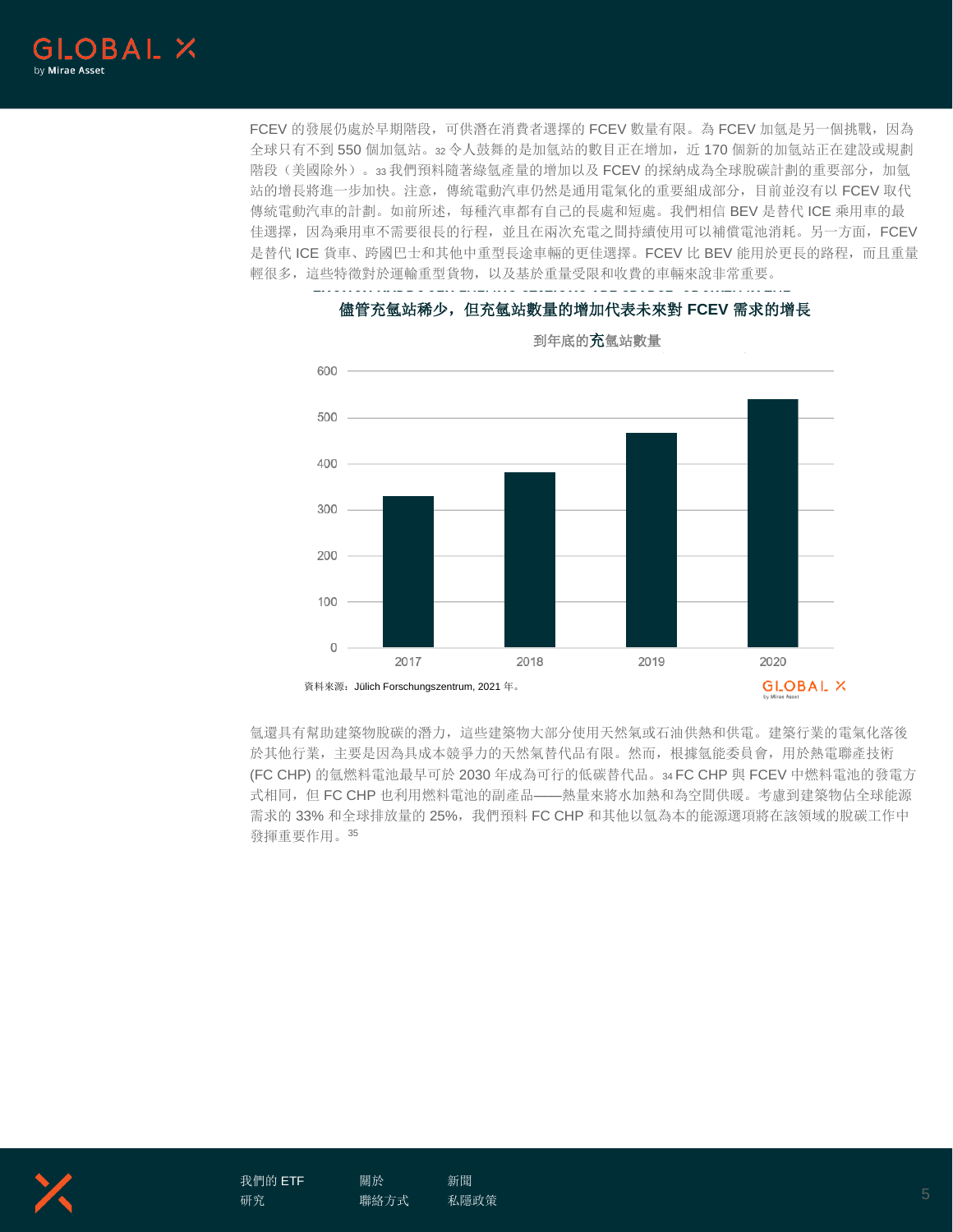FCEV 的發展仍處於早期階段，可供潛在消費者選擇的 FCEV 數量有限。為 FCEV 加氫是另一個挑戰，因為全球只有不到 550 個加氫站。[32] 令人鼓舞的是加氫站的數目正在增加，近 170 個新的加氫站正在建設或規劃階段（美國除外）。[33] 我們預料隨著綠氫產量的增加以及 FCEV 的採納成為全球脫碳計劃的重要部分，加氫站的增長將進一步加快。注意，傳統電動汽車仍然是通用電氣化的重要組成部分，目前並沒有以 FCEV 取代傳統電動汽車的計劃。如前所述，每種汽車都有自己的長處和短處。我們相信 BEV 是替代 ICE 乘用車的最佳選擇，因為乘用車不需要很長的行程，並且在兩次充電之間持續使用可以補償電池消耗。另一方面，FCEV 是替代 ICE 貨車、跨國巴士和其他中重型長途車輛的更佳選擇。FCEV 比 BEV 能用於更長的路程，而且重量輕很多，這些特徵對於運輸重型貨物，以及基於重量受限和收費的車輛來說非常重要。

**儘管充氫站稀少，但充氫站數量的增加代表未來對 FCEV 需求的增長**

到年底的充氫站數量

| 年份 | 充氫站數量（約） |
|---|---|
| 2017 | 330 |
| 2018 | 381 |
| 2019 | 467 |
| 2020 | 541 |

資料來源：Jülich Forschungszentrum, 2021 年。

氫還具有幫助建築物脫碳的潛力，這些建築物大部分使用天然氣或石油供熱和供電。建築行業的電氣化落後於其他行業，主要是因為具成本競爭力的天然氣替代品有限。然而，根據氫能委員會，用於熱電聯產技術 (FC CHP) 的氫燃料電池最早可於 2030 年成為可行的低碳替代品。[34] FC CHP 與 FCEV 中燃料電池的發電方式相同，但 FC CHP 也利用燃料電池的副產品——熱量來將水加熱和為空間供暖。考慮到建築物佔全球能源需求的 33% 和全球排放量的 25%，我們預料 FC CHP 和其他以氫為本的能源選項將在該領域的脫碳工作中發揮重要作用。[35]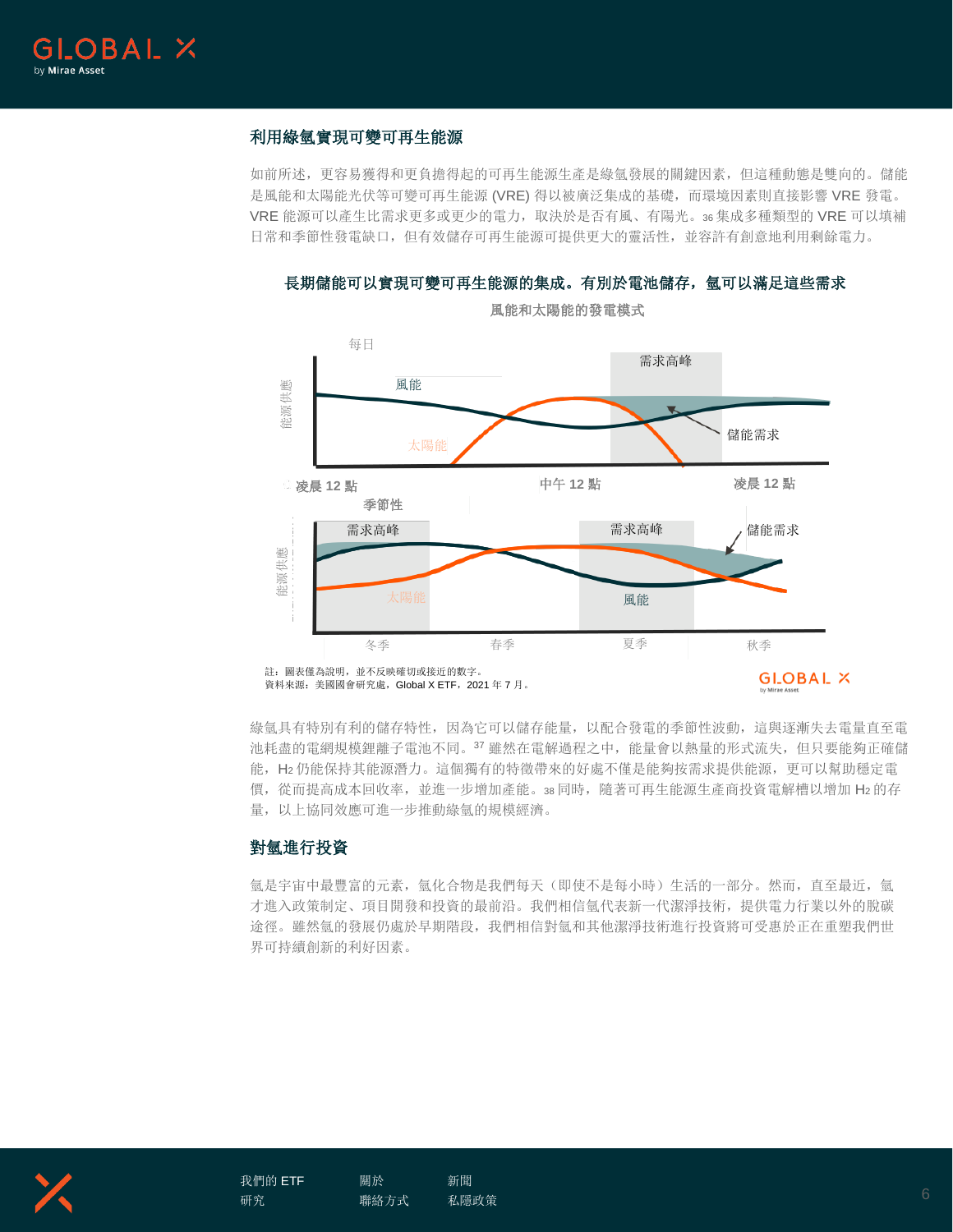## 利用綠氫實現可變可再生能源

如前所述，更容易獲得和更負擔得起的可再生能源生產是綠氫發展的關鍵因素，但這種動態是雙向的。儲能是風能和太陽能光伏等可變可再生能源 (VRE) 得以被廣泛集成的基礎，而環境因素則直接影響 VRE 發電。VRE 能源可以產生比需求更多或更少的電力，取決於是否有風、有陽光。[36] 集成多種類型的 VRE 可以填補日常和季節性發電缺口，但有效儲存可再生能源可提供更大的靈活性，並容許有創意地利用剩餘電力。

**長期儲能可以實現可變可再生能源的集成。有別於電池儲存，氫可以滿足這些需求**

**風能和太陽能的發電模式**

每日

需求高峰

風能

儲能需求

太陽能

能源供應

凌晨 12 點 中午 12 點 凌晨 12 點

季節性

需求高峰 需求高峰 儲能需求

太陽能 風能

能源供應

冬季 春季 夏季 秋季

註：圖表僅為說明，並不反映確切或接近的數字。
資料來源：美國國會研究處，Global X ETF，2021 年 7 月。

綠氫具有特別有利的儲存特性，因為它可以儲存能量，以配合發電的季節性波動，這與逐漸失去電量直至電池耗盡的電網規模鋰離子電池不同。[37] 雖然在電解過程之中，能量會以熱量的形式流失，但只要能夠正確儲能，$H_2$ 仍能保持其能源潛力。這個獨有的特徵帶來的好處不僅是能夠按需求提供能源，更可以幫助穩定電價，從而提高成本回收率，並進一步增加產能。[38] 同時，隨著可再生能源生產商投資電解槽以增加 $H_2$ 的存量，以上協同效應可進一步推動綠氫的規模經濟。

## 對氫進行投資

氫是宇宙中最豐富的元素，氫化合物是我們每天（即使不是每小時）生活的一部分。然而，直至最近，氫才進入政策制定、項目開發和投資的最前沿。我們相信氫代表新一代潔淨技術，提供電力行業以外的脫碳途徑。雖然氫的發展仍處於早期階段，我們相信對氫和其他潔淨技術進行投資將可受惠於正在重塑我們世界可持續創新的利好因素。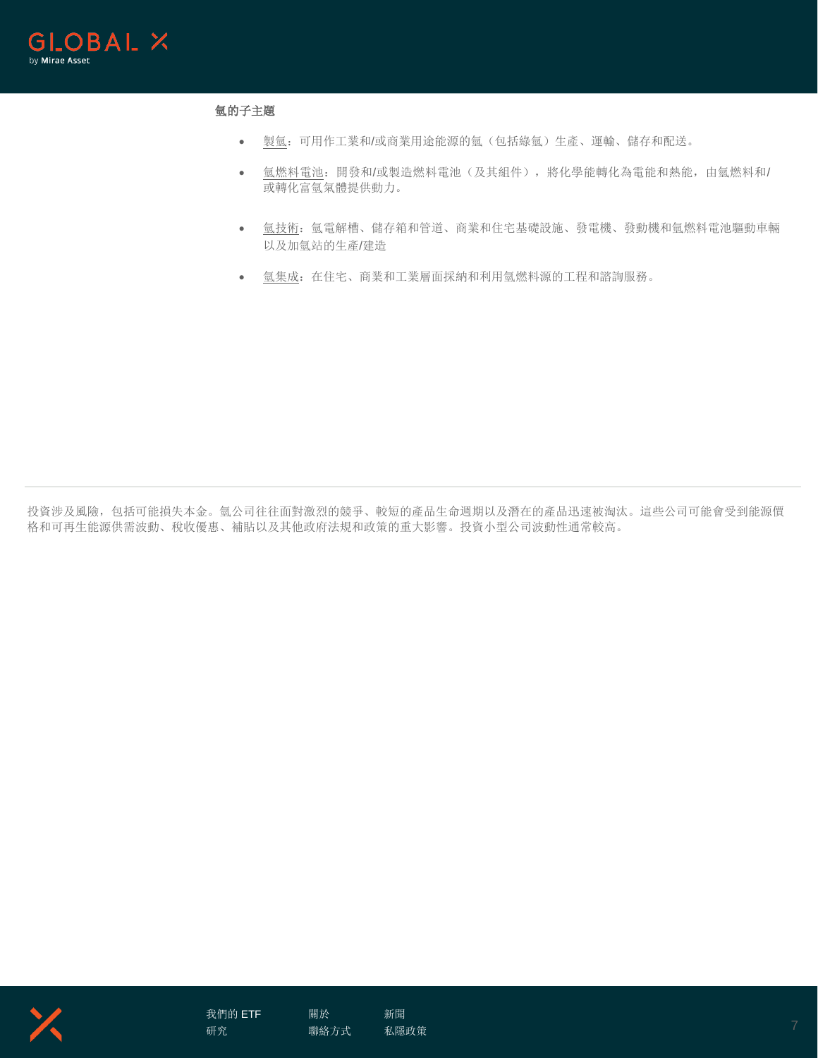**氫的子主題**

- 製氫：可用作工業和/或商業用途能源的氫（包括綠氫）生產、運輸、儲存和配送。
- 氫燃料電池：開發和/或製造燃料電池（及其組件），將化學能轉化為電能和熱能，由氫燃料和/或轉化富氫氣體提供動力。
- 氫技術：氫電解槽、儲存箱和管道、商業和住宅基礎設施、發電機、發動機和氫燃料電池驅動車輛以及加氫站的生產/建造
- 氫集成：在住宅、商業和工業層面採納和利用氫燃料源的工程和諮詢服務。

投資涉及風險，包括可能損失本金。氫公司往往面對激烈的競爭、較短的產品生命週期以及潛在的產品迅速被淘汰。這些公司可能會受到能源價格和可再生能源供需波動、稅收優惠、補貼以及其他政府法規和政策的重大影響。投資小型公司波動性通常較高。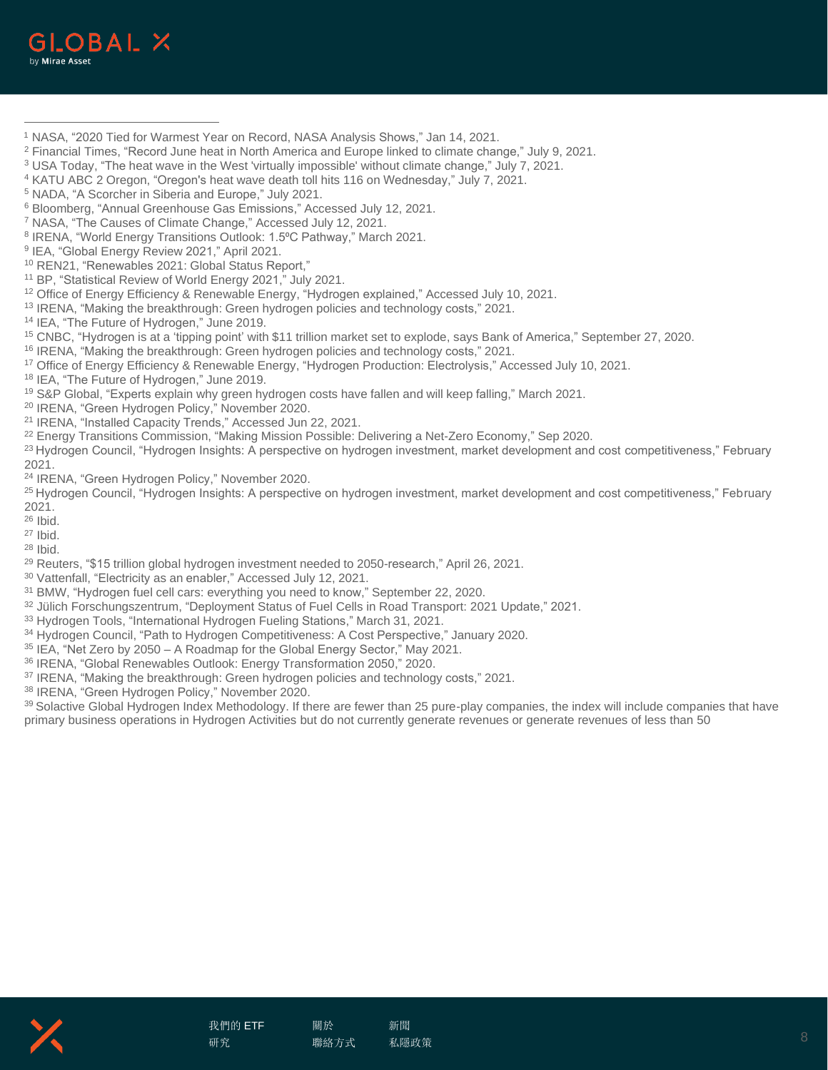[1] NASA, "2020 Tied for Warmest Year on Record, NASA Analysis Shows," Jan 14, 2021.
[2] Financial Times, "Record June heat in North America and Europe linked to climate change," July 9, 2021.
[3] USA Today, "The heat wave in the West 'virtually impossible' without climate change," July 7, 2021.
[4] KATU ABC 2 Oregon, "Oregon's heat wave death toll hits 116 on Wednesday," July 7, 2021.
[5] NADA, "A Scorcher in Siberia and Europe," July 2021.
[6] Bloomberg, "Annual Greenhouse Gas Emissions," Accessed July 12, 2021.
[7] NASA, "The Causes of Climate Change," Accessed July 12, 2021.
[8] IRENA, "World Energy Transitions Outlook: 1.5ºC Pathway," March 2021.
[9] IEA, "Global Energy Review 2021," April 2021.
[10] REN21, "Renewables 2021: Global Status Report,"
[11] BP, "Statistical Review of World Energy 2021," July 2021.
[12] Office of Energy Efficiency & Renewable Energy, "Hydrogen explained," Accessed July 10, 2021.
[13] IRENA, "Making the breakthrough: Green hydrogen policies and technology costs," 2021.
[14] IEA, "The Future of Hydrogen," June 2019.
[15] CNBC, "Hydrogen is at a 'tipping point' with $11 trillion market set to explode, says Bank of America," September 27, 2020.
[16] IRENA, "Making the breakthrough: Green hydrogen policies and technology costs," 2021.
[17] Office of Energy Efficiency & Renewable Energy, "Hydrogen Production: Electrolysis," Accessed July 10, 2021.
[18] IEA, "The Future of Hydrogen," June 2019.
[19] S&P Global, "Experts explain why green hydrogen costs have fallen and will keep falling," March 2021.
[20] IRENA, "Green Hydrogen Policy," November 2020.
[21] IRENA, "Installed Capacity Trends," Accessed Jun 22, 2021.
[22] Energy Transitions Commission, "Making Mission Possible: Delivering a Net-Zero Economy," Sep 2020.
[23] Hydrogen Council, "Hydrogen Insights: A perspective on hydrogen investment, market development and cost competitiveness," February 2021.
[24] IRENA, "Green Hydrogen Policy," November 2020.
[25] Hydrogen Council, "Hydrogen Insights: A perspective on hydrogen investment, market development and cost competitiveness," February 2021.
[26] Ibid.
[27] Ibid.
[28] Ibid.
[29] Reuters, "$15 trillion global hydrogen investment needed to 2050-research," April 26, 2021.
[30] Vattenfall, "Electricity as an enabler," Accessed July 12, 2021.
[31] BMW, "Hydrogen fuel cell cars: everything you need to know," September 22, 2020.
[32] Jülich Forschungszentrum, "Deployment Status of Fuel Cells in Road Transport: 2021 Update," 2021.
[33] Hydrogen Tools, "International Hydrogen Fueling Stations," March 31, 2021.
[34] Hydrogen Council, "Path to Hydrogen Competitiveness: A Cost Perspective," January 2020.
[35] IEA, "Net Zero by 2050 – A Roadmap for the Global Energy Sector," May 2021.
[36] IRENA, "Global Renewables Outlook: Energy Transformation 2050," 2020.
[37] IRENA, "Making the breakthrough: Green hydrogen policies and technology costs," 2021.
[38] IRENA, "Green Hydrogen Policy," November 2020.
[39] Solactive Global Hydrogen Index Methodology. If there are fewer than 25 pure-play companies, the index will include companies that have primary business operations in Hydrogen Activities but do not currently generate revenues or generate revenues of less than 50

我們的 ETF　關於　新聞
研究　聯絡方式　私隱政策